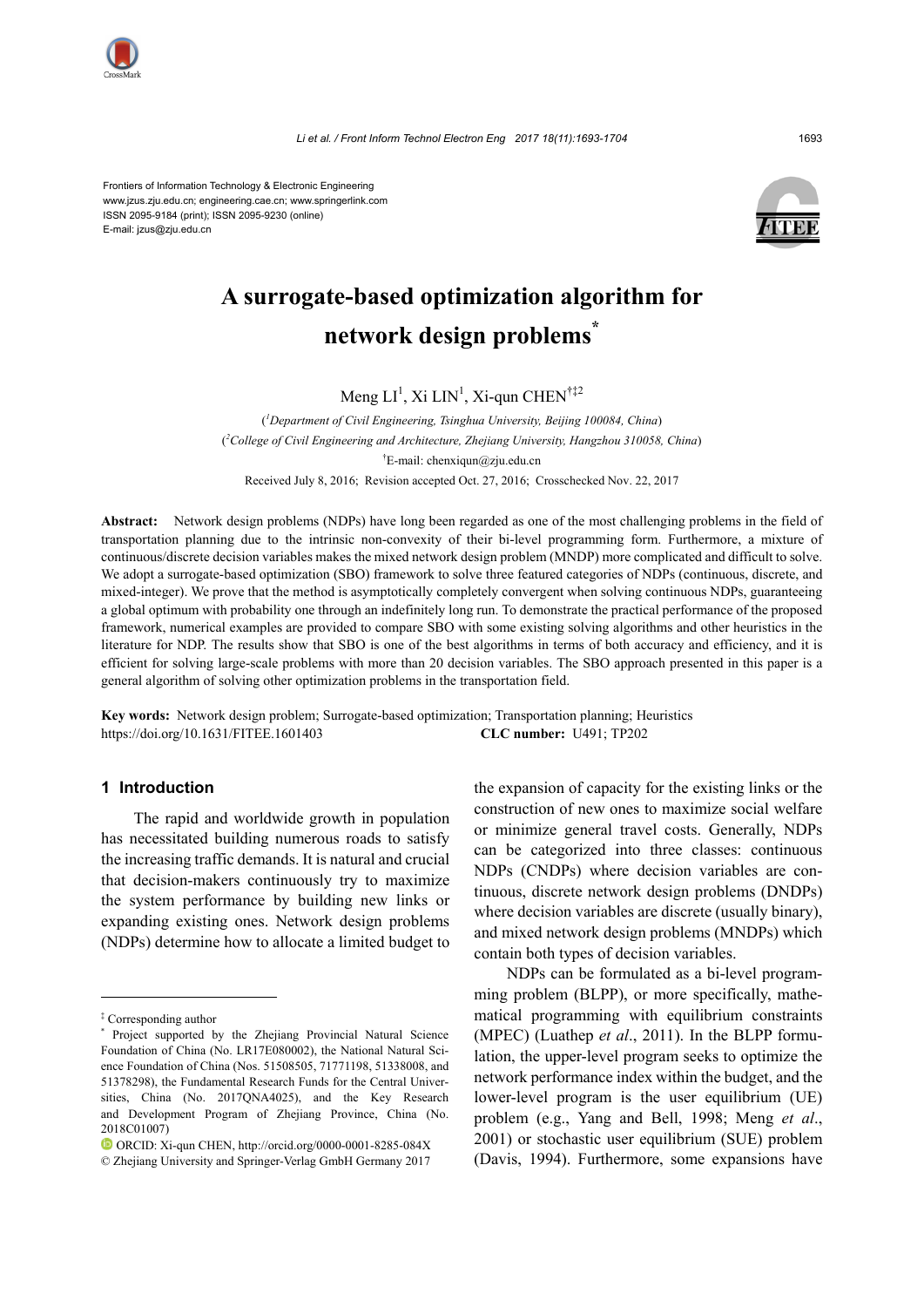Frontiers of Information Technology & Electronic Engineering
www.jzus.zju.edu.cn; engineering.cae.cn; www.springerlink.com
ISSN 2095-9184 (print); ISSN 2095-9230 (online)
E-mail: jzus@zju.edu.cn

# A surrogate-based optimization algorithm for network design problems*

Meng LI[1], Xi LIN[1], Xi-qun CHEN[†‡2]

([1]*Department of Civil Engineering, Tsinghua University, Beijing 100084, China*)

([2]*College of Civil Engineering and Architecture, Zhejiang University, Hangzhou 310058, China*)

[†]E-mail: chenxiqun@zju.edu.cn

Received July 8, 2016; Revision accepted Oct. 27, 2016; Crosschecked Nov. 22, 2017

**Abstract:** Network design problems (NDPs) have long been regarded as one of the most challenging problems in the field of transportation planning due to the intrinsic non-convexity of their bi-level programming form. Furthermore, a mixture of continuous/discrete decision variables makes the mixed network design problem (MNDP) more complicated and difficult to solve. We adopt a surrogate-based optimization (SBO) framework to solve three featured categories of NDPs (continuous, discrete, and mixed-integer). We prove that the method is asymptotically completely convergent when solving continuous NDPs, guaranteeing a global optimum with probability one through an indefinitely long run. To demonstrate the practical performance of the proposed framework, numerical examples are provided to compare SBO with some existing solving algorithms and other heuristics in the literature for NDP. The results show that SBO is one of the best algorithms in terms of both accuracy and efficiency, and it is efficient for solving large-scale problems with more than 20 decision variables. The SBO approach presented in this paper is a general algorithm of solving other optimization problems in the transportation field.

**Key words:** Network design problem; Surrogate-based optimization; Transportation planning; Heuristics
https://doi.org/10.1631/FITEE.1601403 **CLC number:** U491; TP202

## 1 Introduction

The rapid and worldwide growth in population has necessitated building numerous roads to satisfy the increasing traffic demands. It is natural and crucial that decision-makers continuously try to maximize the system performance by building new links or expanding existing ones. Network design problems (NDPs) determine how to allocate a limited budget to the expansion of capacity for the existing links or the construction of new ones to maximize social welfare or minimize general travel costs. Generally, NDPs can be categorized into three classes: continuous NDPs (CNDPs) where decision variables are continuous, discrete network design problems (DNDPs) where decision variables are discrete (usually binary), and mixed network design problems (MNDPs) which contain both types of decision variables.

NDPs can be formulated as a bi-level programming problem (BLPP), or more specifically, mathematical programming with equilibrium constraints (MPEC) (Luathep *et al*., 2011). In the BLPP formulation, the upper-level program seeks to optimize the network performance index within the budget, and the lower-level program is the user equilibrium (UE) problem (e.g., Yang and Bell, 1998; Meng *et al*., 2001) or stochastic user equilibrium (SUE) problem (Davis, 1994). Furthermore, some expansions have

---

‡ Corresponding author

\* Project supported by the Zhejiang Provincial Natural Science Foundation of China (No. LR17E080002), the National Natural Science Foundation of China (Nos. 51508505, 71771198, 51338008, and 51378298), the Fundamental Research Funds for the Central Universities, China (No. 2017QNA4025), and the Key Research and Development Program of Zhejiang Province, China (No. 2018C01007)

ORCID: Xi-qun CHEN, http://orcid.org/0000-0001-8285-084X

© Zhejiang University and Springer-Verlag GmbH Germany 2017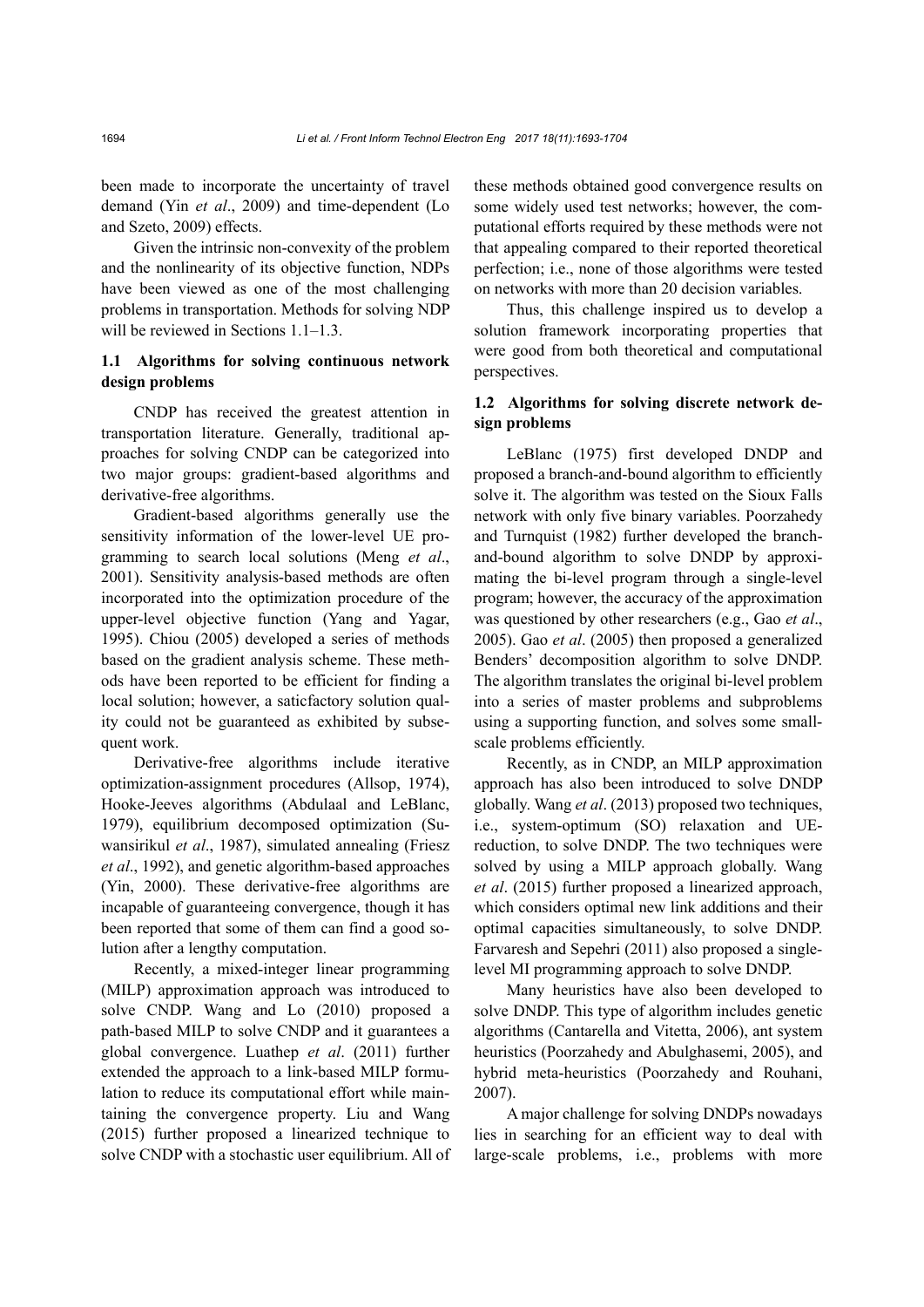been made to incorporate the uncertainty of travel demand (Yin *et al*., 2009) and time-dependent (Lo and Szeto, 2009) effects.

Given the intrinsic non-convexity of the problem and the nonlinearity of its objective function, NDPs have been viewed as one of the most challenging problems in transportation. Methods for solving NDP will be reviewed in Sections 1.1–1.3.

### 1.1 Algorithms for solving continuous network design problems

CNDP has received the greatest attention in transportation literature. Generally, traditional approaches for solving CNDP can be categorized into two major groups: gradient-based algorithms and derivative-free algorithms.

Gradient-based algorithms generally use the sensitivity information of the lower-level UE programming to search local solutions (Meng *et al*., 2001). Sensitivity analysis-based methods are often incorporated into the optimization procedure of the upper-level objective function (Yang and Yagar, 1995). Chiou (2005) developed a series of methods based on the gradient analysis scheme. These methods have been reported to be efficient for finding a local solution; however, a saticfactory solution quality could not be guaranteed as exhibited by subsequent work.

Derivative-free algorithms include iterative optimization-assignment procedures (Allsop, 1974), Hooke-Jeeves algorithms (Abdulaal and LeBlanc, 1979), equilibrium decomposed optimization (Suwansirikul *et al*., 1987), simulated annealing (Friesz *et al*., 1992), and genetic algorithm-based approaches (Yin, 2000). These derivative-free algorithms are incapable of guaranteeing convergence, though it has been reported that some of them can find a good solution after a lengthy computation.

Recently, a mixed-integer linear programming (MILP) approximation approach was introduced to solve CNDP. Wang and Lo (2010) proposed a path-based MILP to solve CNDP and it guarantees a global convergence. Luathep *et al*. (2011) further extended the approach to a link-based MILP formulation to reduce its computational effort while maintaining the convergence property. Liu and Wang (2015) further proposed a linearized technique to solve CNDP with a stochastic user equilibrium. All of these methods obtained good convergence results on some widely used test networks; however, the computational efforts required by these methods were not that appealing compared to their reported theoretical perfection; i.e., none of those algorithms were tested on networks with more than 20 decision variables.

Thus, this challenge inspired us to develop a solution framework incorporating properties that were good from both theoretical and computational perspectives.

### 1.2 Algorithms for solving discrete network design problems

LeBlanc (1975) first developed DNDP and proposed a branch-and-bound algorithm to efficiently solve it. The algorithm was tested on the Sioux Falls network with only five binary variables. Poorzahedy and Turnquist (1982) further developed the branch-and-bound algorithm to solve DNDP by approximating the bi-level program through a single-level program; however, the accuracy of the approximation was questioned by other researchers (e.g., Gao *et al*., 2005). Gao *et al*. (2005) then proposed a generalized Benders' decomposition algorithm to solve DNDP. The algorithm translates the original bi-level problem into a series of master problems and subproblems using a supporting function, and solves some small-scale problems efficiently.

Recently, as in CNDP, an MILP approximation approach has also been introduced to solve DNDP globally. Wang *et al*. (2013) proposed two techniques, i.e., system-optimum (SO) relaxation and UE-reduction, to solve DNDP. The two techniques were solved by using a MILP approach globally. Wang *et al*. (2015) further proposed a linearized approach, which considers optimal new link additions and their optimal capacities simultaneously, to solve DNDP. Farvaresh and Sepehri (2011) also proposed a single-level MI programming approach to solve DNDP.

Many heuristics have also been developed to solve DNDP. This type of algorithm includes genetic algorithms (Cantarella and Vitetta, 2006), ant system heuristics (Poorzahedy and Abulghasemi, 2005), and hybrid meta-heuristics (Poorzahedy and Rouhani, 2007).

A major challenge for solving DNDPs nowadays lies in searching for an efficient way to deal with large-scale problems, i.e., problems with more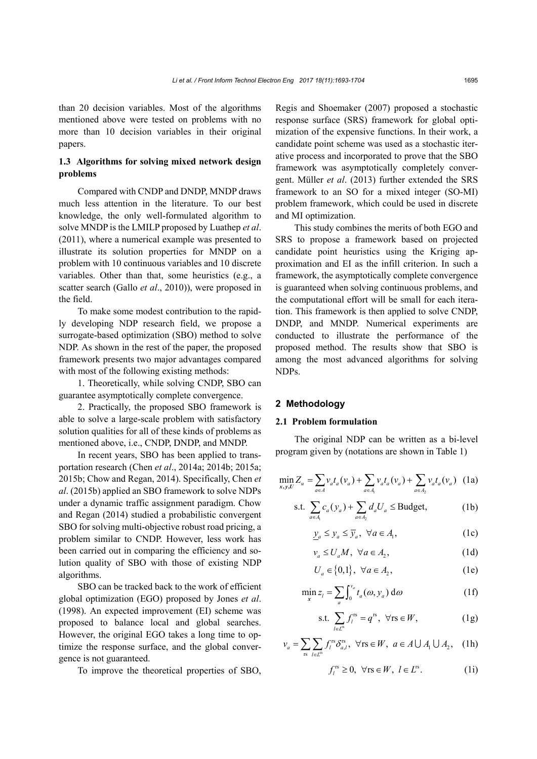than 20 decision variables. Most of the algorithms mentioned above were tested on problems with no more than 10 decision variables in their original papers.

### 1.3 Algorithms for solving mixed network design problems

Compared with CNDP and DNDP, MNDP draws much less attention in the literature. To our best knowledge, the only well-formulated algorithm to solve MNDP is the LMILP proposed by Luathep *et al*. (2011), where a numerical example was presented to illustrate its solution properties for MNDP on a problem with 10 continuous variables and 10 discrete variables. Other than that, some heuristics (e.g., a scatter search (Gallo *et al*., 2010)), were proposed in the field.

To make some modest contribution to the rapidly developing NDP research field, we propose a surrogate-based optimization (SBO) method to solve NDP. As shown in the rest of the paper, the proposed framework presents two major advantages compared with most of the following existing methods:

1. Theoretically, while solving CNDP, SBO can guarantee asymptotically complete convergence.

2. Practically, the proposed SBO framework is able to solve a large-scale problem with satisfactory solution qualities for all of these kinds of problems as mentioned above, i.e., CNDP, DNDP, and MNDP.

In recent years, SBO has been applied to transportation research (Chen *et al*., 2014a; 2014b; 2015a; 2015b; Chow and Regan, 2014). Specifically, Chen *et al*. (2015b) applied an SBO framework to solve NDPs under a dynamic traffic assignment paradigm. Chow and Regan (2014) studied a probabilistic convergent SBO for solving multi-objective robust road pricing, a problem similar to CNDP. However, less work has been carried out in comparing the efficiency and solution quality of SBO with those of existing NDP algorithms.

SBO can be tracked back to the work of efficient global optimization (EGO) proposed by Jones *et al*. (1998). An expected improvement (EI) scheme was proposed to balance local and global searches. However, the original EGO takes a long time to optimize the response surface, and the global convergence is not guaranteed.

To improve the theoretical properties of SBO, Regis and Shoemaker (2007) proposed a stochastic response surface (SRS) framework for global optimization of the expensive functions. In their work, a candidate point scheme was used as a stochastic iterative process and incorporated to prove that the SBO framework was asymptotically completely convergent. Müller *et al*. (2013) further extended the SRS framework to an SO for a mixed integer (SO-MI) problem framework, which could be used in discrete and MI optimization.

This study combines the merits of both EGO and SRS to propose a framework based on projected candidate point heuristics using the Kriging approximation and EI as the infill criterion. In such a framework, the asymptotically complete convergence is guaranteed when solving continuous problems, and the computational effort will be small for each iteration. This framework is then applied to solve CNDP, DNDP, and MNDP. Numerical experiments are conducted to illustrate the performance of the proposed method. The results show that SBO is among the most advanced algorithms for solving NDPs.

## 2 Methodology

### 2.1 Problem formulation

The original NDP can be written as a bi-level program given by (notations are shown in Table 1)

$$\min_{\boldsymbol{x},\boldsymbol{y},\boldsymbol{U}} Z_u = \sum_{a\in A} v_a t_a(v_a) + \sum_{a\in A_1} v_a t_a(v_a) + \sum_{a\in A_2} v_a t_a(v_a) \quad (1\text{a})$$

$$\text{s.t.} \ \sum_{a\in A_1} c_a(y_a) + \sum_{a\in A_2} d_a U_a \le \text{Budget}, \quad (1\text{b})$$

$$\underline{y}_a \le y_a \le \overline{y}_a, \ \forall a \in A_1, \quad (1\text{c})$$

$$v_a \le U_a M, \ \forall a \in A_2, \quad (1\text{d})$$

$$U_a \in \{0,1\}, \ \forall a \in A_2, \quad (1\text{e})$$

$$\min_{\boldsymbol{x}} z_l = \sum_a \int_0^{v_a} t_a(\omega, y_a)\,\mathrm{d}\omega \quad (1\text{f})$$

$$\text{s.t.} \ \sum_{l\in L^{\text{rs}}} f_l^{\text{rs}} = q^{\text{rs}}, \ \forall \text{rs} \in W, \quad (1\text{g})$$

$$v_a = \sum_{\text{rs}} \sum_{l\in L^{\text{rs}}} f_l^{\text{rs}} \delta_{a,l}^{\text{rs}}, \ \forall \text{rs} \in W, \ a \in A \cup A_1 \cup A_2, \quad (1\text{h})$$

$$f_l^{\text{rs}} \ge 0, \ \forall \text{rs} \in W, \ l \in L^{\text{rs}}. \quad (1\text{i})$$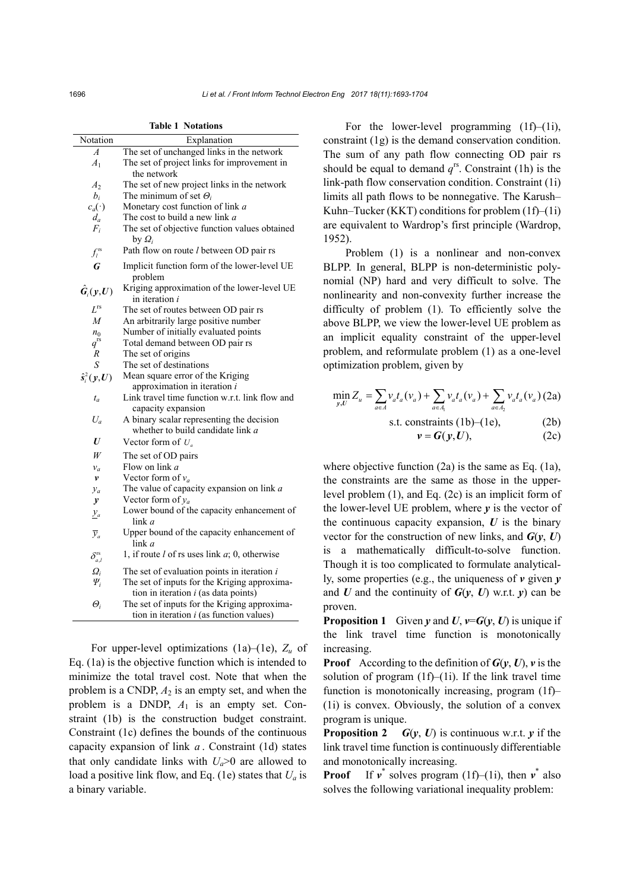**Table 1 Notations**

| Notation | Explanation |
|---|---|
| $A$ | The set of unchanged links in the network |
| $A_1$ | The set of project links for improvement in the network |
| $A_2$ | The set of new project links in the network |
| $b_i$ | The minimum of set $\Theta_i$ |
| $c_a(\cdot)$ | Monetary cost function of link $a$ |
| $d_a$ | The cost to build a new link $a$ |
| $F_i$ | The set of objective function values obtained by $\Omega_i$ |
| $f_l^{\mathrm{rs}}$ | Path flow on route $l$ between OD pair rs |
| $\boldsymbol{G}$ | Implicit function form of the lower-level UE problem |
| $\hat{\boldsymbol{G}}_i(\boldsymbol{y},\boldsymbol{U})$ | Kriging approximation of the lower-level UE in iteration $i$ |
| $L^{\mathrm{rs}}$ | The set of routes between OD pair rs |
| $M$ | An arbitrarily large positive number |
| $n_0$ | Number of initially evaluated points |
| $q^{\mathrm{rs}}$ | Total demand between OD pair rs |
| $R$ | The set of origins |
| $S$ | The set of destinations |
| $\hat{s}_i^2(\boldsymbol{y},\boldsymbol{U})$ | Mean square error of the Kriging approximation in iteration $i$ |
| $t_a$ | Link travel time function w.r.t. link flow and capacity expansion |
| $U_a$ | A binary scalar representing the decision whether to build candidate link $a$ |
| $\boldsymbol{U}$ | Vector form of $U_a$ |
| $W$ | The set of OD pairs |
| $v_a$ | Flow on link $a$ |
| $\boldsymbol{v}$ | Vector form of $v_a$ |
| $y_a$ | The value of capacity expansion on link $a$ |
| $\boldsymbol{y}$ | Vector form of $y_a$ |
| $\underline{y}_a$ | Lower bound of the capacity enhancement of link $a$ |
| $\overline{y}_a$ | Upper bound of the capacity enhancement of link $a$ |
| $\delta_{a,l}^{\mathrm{rs}}$ | 1, if route $l$ of rs uses link $a$; 0, otherwise |
| $\Omega_i$ | The set of evaluation points in iteration $i$ |
| $\Psi_i$ | The set of inputs for the Kriging approximation in iteration $i$ (as data points) |
| $\Theta_i$ | The set of inputs for the Kriging approximation in iteration $i$ (as function values) |

For upper-level optimizations (1a)–(1e), $Z_u$ of Eq. (1a) is the objective function which is intended to minimize the total travel cost. Note that when the problem is a CNDP, $A_2$ is an empty set, and when the problem is a DNDP, $A_1$ is an empty set. Constraint (1b) is the construction budget constraint. Constraint (1c) defines the bounds of the continuous capacity expansion of link $a$. Constraint (1d) states that only candidate links with $U_a>0$ are allowed to load a positive link flow, and Eq. (1e) states that $U_a$ is a binary variable.

For the lower-level programming (1f)–(1i), constraint (1g) is the demand conservation condition. The sum of any path flow connecting OD pair rs should be equal to demand $q^{\mathrm{rs}}$. Constraint (1h) is the link-path flow conservation condition. Constraint (1i) limits all path flows to be nonnegative. The Karush–Kuhn–Tucker (KKT) conditions for problem (1f)–(1i) are equivalent to Wardrop's first principle (Wardrop, 1952).

Problem (1) is a nonlinear and non-convex BLPP. In general, BLPP is non-deterministic polynomial (NP) hard and very difficult to solve. The nonlinearity and non-convexity further increase the difficulty of problem (1). To efficiently solve the above BLPP, we view the lower-level UE problem as an implicit equality constraint of the upper-level problem, and reformulate problem (1) as a one-level optimization problem, given by

$$\min_{\boldsymbol{y},\boldsymbol{U}} Z_u = \sum_{a\in A} v_a t_a(v_a) + \sum_{a\in A_1} v_a t_a(v_a) + \sum_{a\in A_2} v_a t_a(v_a) \tag{2a}$$

$$\text{s.t. constraints (1b)–(1e),} \tag{2b}$$

$$\boldsymbol{v} = \boldsymbol{G}(\boldsymbol{y},\boldsymbol{U}), \tag{2c}$$

where objective function (2a) is the same as Eq. (1a), the constraints are the same as those in the upper-level problem (1), and Eq. (2c) is an implicit form of the lower-level UE problem, where $\boldsymbol{y}$ is the vector of the continuous capacity expansion, $\boldsymbol{U}$ is the binary vector for the construction of new links, and $\boldsymbol{G}(\boldsymbol{y}, \boldsymbol{U})$ is a mathematically difficult-to-solve function. Though it is too complicated to formulate analytically, some properties (e.g., the uniqueness of $\boldsymbol{v}$ given $\boldsymbol{y}$ and $\boldsymbol{U}$ and the continuity of $\boldsymbol{G}(\boldsymbol{y}, \boldsymbol{U})$ w.r.t. $\boldsymbol{y}$) can be proven.

**Proposition 1** Given $\boldsymbol{y}$ and $\boldsymbol{U}$, $\boldsymbol{v}=\boldsymbol{G}(\boldsymbol{y}, \boldsymbol{U})$ is unique if the link travel time function is monotonically increasing.

**Proof** According to the definition of $\boldsymbol{G}(\boldsymbol{y}, \boldsymbol{U})$, $\boldsymbol{v}$ is the solution of program (1f)–(1i). If the link travel time function is monotonically increasing, program (1f)–(1i) is convex. Obviously, the solution of a convex program is unique.

**Proposition 2** $\boldsymbol{G}(\boldsymbol{y}, \boldsymbol{U})$ is continuous w.r.t. $\boldsymbol{y}$ if the link travel time function is continuously differentiable and monotonically increasing.

**Proof** If $\boldsymbol{v}^*$ solves program (1f)–(1i), then $\boldsymbol{v}^*$ also solves the following variational inequality problem: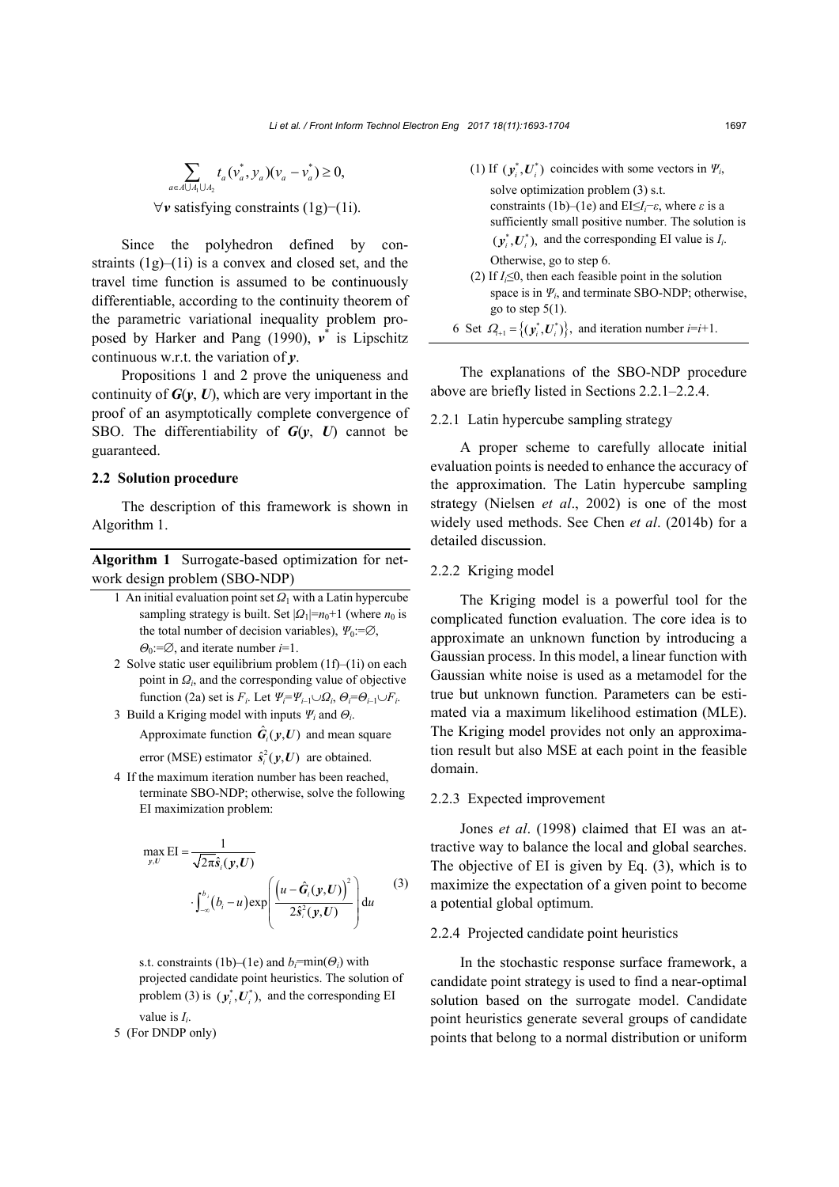$$\sum_{a \in A \cup A_1 \cup A_2} t_a(v_a^*, y_a)(v_a - v_a^*) \geq 0,$$

$\forall \boldsymbol{v}$ satisfying constraints (1g)−(1i).

Since the polyhedron defined by constraints (1g)–(1i) is a convex and closed set, and the travel time function is assumed to be continuously differentiable, according to the continuity theorem of the parametric variational inequality problem proposed by Harker and Pang (1990), $\boldsymbol{v}^*$ is Lipschitz continuous w.r.t. the variation of $\boldsymbol{y}$.

Propositions 1 and 2 prove the uniqueness and continuity of $\boldsymbol{G}(\boldsymbol{y}, \boldsymbol{U})$, which are very important in the proof of an asymptotically complete convergence of SBO. The differentiability of $\boldsymbol{G}(\boldsymbol{y}, \boldsymbol{U})$ cannot be guaranteed.

### 2.2 Solution procedure

The description of this framework is shown in Algorithm 1.

**Algorithm 1** Surrogate-based optimization for network design problem (SBO-NDP)

1 An initial evaluation point set $\Omega_1$ with a Latin hypercube sampling strategy is built. Set $|\Omega_1|=n_0+1$ (where $n_0$ is the total number of decision variables), $\Psi_0:=\varnothing$, $\Theta_0:=\varnothing$, and iterate number $i$=1.

2 Solve static user equilibrium problem (1f)–(1i) on each point in $\Omega_i$, and the corresponding value of objective function (2a) set is $F_i$. Let $\Psi_i=\Psi_{i-1}\cup\Omega_i$, $\Theta_i=\Theta_{i-1}\cup F_i$.

3 Build a Kriging model with inputs $\Psi_i$ and $\Theta_i$. Approximate function $\hat{\boldsymbol{G}}_i(\boldsymbol{y},\boldsymbol{U})$ and mean square error (MSE) estimator $\hat{s}_i^2(\boldsymbol{y},\boldsymbol{U})$ are obtained.

4 If the maximum iteration number has been reached, terminate SBO-NDP; otherwise, solve the following EI maximization problem:

$$\max_{\boldsymbol{y},\boldsymbol{U}} \mathrm{EI} = \frac{1}{\sqrt{2\pi}\hat{s}_i(\boldsymbol{y},\boldsymbol{U})} \cdot \int_{-\infty}^{b_i} \left(b_i - u\right) \exp\left(\frac{\left(u - \hat{\boldsymbol{G}}_i(\boldsymbol{y},\boldsymbol{U})\right)^2}{2\hat{s}_i^2(\boldsymbol{y},\boldsymbol{U})}\right) \mathrm{d}u \tag{3}$$

s.t. constraints (1b)–(1e) and $b_i$=min($\Theta_i$) with projected candidate point heuristics. The solution of problem (3) is $(\boldsymbol{y}_i^*, \boldsymbol{U}_i^*)$, and the corresponding EI value is $I_i$.

5 (For DNDP only)

(1) If $(\boldsymbol{y}_i^*, \boldsymbol{U}_i^*)$ coincides with some vectors in $\Psi_i$, solve optimization problem (3) s.t. constraints (1b)–(1e) and EI≤$I_i$−$\varepsilon$, where $\varepsilon$ is a sufficiently small positive number. The solution is $(\boldsymbol{y}_i^*, \boldsymbol{U}_i^*)$, and the corresponding EI value is $I_i$. Otherwise, go to step 6.

(2) If $I_i$≤0, then each feasible point in the solution space is in $\Psi_i$, and terminate SBO-NDP; otherwise, go to step 5(1).

6 Set $\Omega_{i+1} = \{(\boldsymbol{y}_i^*, \boldsymbol{U}_i^*)\}$, and iteration number $i$=$i$+1.

The explanations of the SBO-NDP procedure above are briefly listed in Sections 2.2.1–2.2.4.

#### 2.2.1 Latin hypercube sampling strategy

A proper scheme to carefully allocate initial evaluation points is needed to enhance the accuracy of the approximation. The Latin hypercube sampling strategy (Nielsen *et al*., 2002) is one of the most widely used methods. See Chen *et al*. (2014b) for a detailed discussion.

#### 2.2.2 Kriging model

The Kriging model is a powerful tool for the complicated function evaluation. The core idea is to approximate an unknown function by introducing a Gaussian process. In this model, a linear function with Gaussian white noise is used as a metamodel for the true but unknown function. Parameters can be estimated via a maximum likelihood estimation (MLE). The Kriging model provides not only an approximation result but also MSE at each point in the feasible domain.

#### 2.2.3 Expected improvement

Jones *et al*. (1998) claimed that EI was an attractive way to balance the local and global searches. The objective of EI is given by Eq. (3), which is to maximize the expectation of a given point to become a potential global optimum.

#### 2.2.4 Projected candidate point heuristics

In the stochastic response surface framework, a candidate point strategy is used to find a near-optimal solution based on the surrogate model. Candidate point heuristics generate several groups of candidate points that belong to a normal distribution or uniform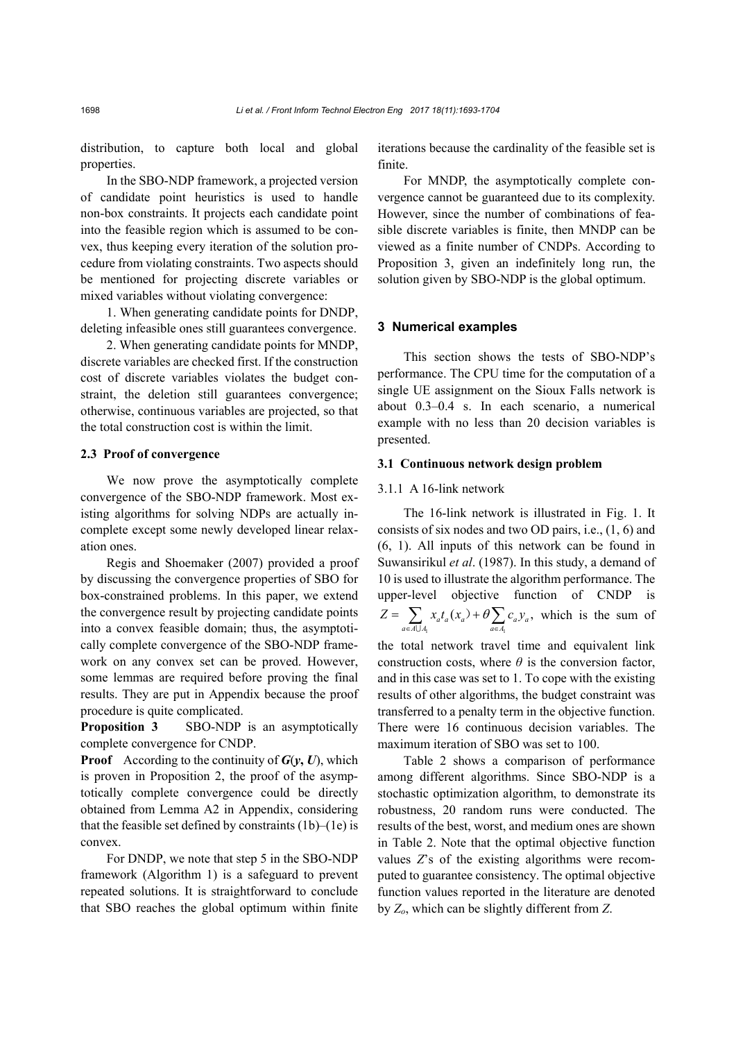distribution, to capture both local and global properties.

In the SBO-NDP framework, a projected version of candidate point heuristics is used to handle non-box constraints. It projects each candidate point into the feasible region which is assumed to be convex, thus keeping every iteration of the solution procedure from violating constraints. Two aspects should be mentioned for projecting discrete variables or mixed variables without violating convergence:

1. When generating candidate points for DNDP, deleting infeasible ones still guarantees convergence.

2. When generating candidate points for MNDP, discrete variables are checked first. If the construction cost of discrete variables violates the budget constraint, the deletion still guarantees convergence; otherwise, continuous variables are projected, so that the total construction cost is within the limit.

### 2.3 Proof of convergence

We now prove the asymptotically complete convergence of the SBO-NDP framework. Most existing algorithms for solving NDPs are actually incomplete except some newly developed linear relaxation ones.

Regis and Shoemaker (2007) provided a proof by discussing the convergence properties of SBO for box-constrained problems. In this paper, we extend the convergence result by projecting candidate points into a convex feasible domain; thus, the asymptotically complete convergence of the SBO-NDP framework on any convex set can be proved. However, some lemmas are required before proving the final results. They are put in Appendix because the proof procedure is quite complicated.

**Proposition 3** SBO-NDP is an asymptotically complete convergence for CNDP.

**Proof** According to the continuity of $\boldsymbol{G}(\boldsymbol{y}, \boldsymbol{U})$, which is proven in Proposition 2, the proof of the asymptotically complete convergence could be directly obtained from Lemma A2 in Appendix, considering that the feasible set defined by constraints (1b)–(1e) is convex.

For DNDP, we note that step 5 in the SBO-NDP framework (Algorithm 1) is a safeguard to prevent repeated solutions. It is straightforward to conclude that SBO reaches the global optimum within finite iterations because the cardinality of the feasible set is finite.

For MNDP, the asymptotically complete convergence cannot be guaranteed due to its complexity. However, since the number of combinations of feasible discrete variables is finite, then MNDP can be viewed as a finite number of CNDPs. According to Proposition 3, given an indefinitely long run, the solution given by SBO-NDP is the global optimum.

## 3 Numerical examples

This section shows the tests of SBO-NDP's performance. The CPU time for the computation of a single UE assignment on the Sioux Falls network is about 0.3–0.4 s. In each scenario, a numerical example with no less than 20 decision variables is presented.

### 3.1 Continuous network design problem

#### 3.1.1 A 16-link network

The 16-link network is illustrated in Fig. 1. It consists of six nodes and two OD pairs, i.e., (1, 6) and (6, 1). All inputs of this network can be found in Suwansirikul *et al*. (1987). In this study, a demand of 10 is used to illustrate the algorithm performance. The upper-level objective function of CNDP is $Z=\sum_{a\in A\cup A_1} x_a t_a(x_a)+\theta\sum_{a\in A_1} c_a y_a$, which is the sum of the total network travel time and equivalent link construction costs, where $\theta$ is the conversion factor, and in this case was set to 1. To cope with the existing results of other algorithms, the budget constraint was transferred to a penalty term in the objective function. There were 16 continuous decision variables. The maximum iteration of SBO was set to 100.

Table 2 shows a comparison of performance among different algorithms. Since SBO-NDP is a stochastic optimization algorithm, to demonstrate its robustness, 20 random runs were conducted. The results of the best, worst, and medium ones are shown in Table 2. Note that the optimal objective function values $Z$'s of the existing algorithms were recomputed to guarantee consistency. The optimal objective function values reported in the literature are denoted by $Z_o$, which can be slightly different from $Z$.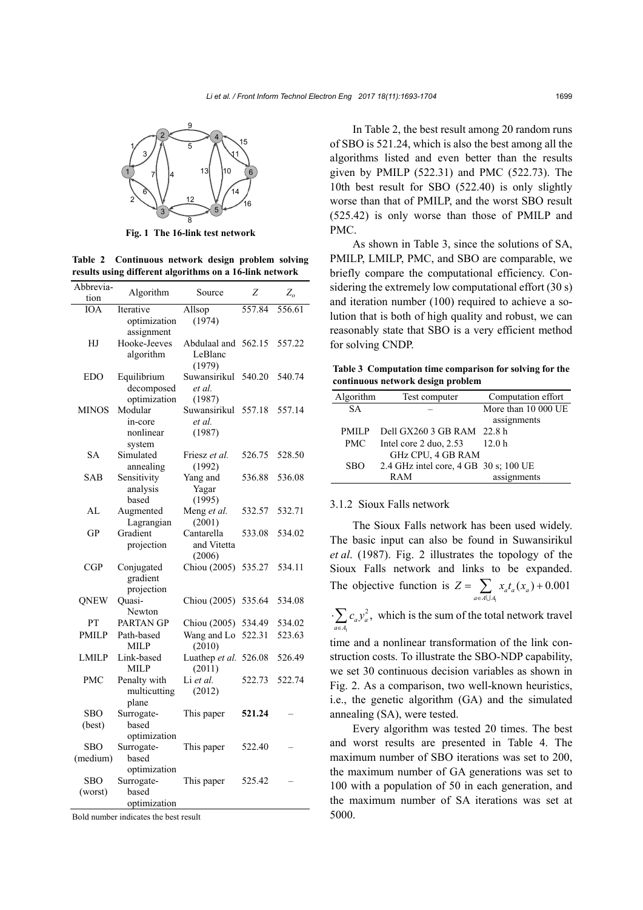Fig. 1 The 16-link test network

**Table 2 Continuous network design problem solving results using different algorithms on a 16-link network**

| Abbreviation | Algorithm | Source | $Z$ | $Z_o$ |
|---|---|---|---|---|
| IOA | Iterative optimization assignment | Allsop (1974) | 557.84 | 556.61 |
| HJ | Hooke-Jeeves algorithm | Abdulaal and LeBlanc (1979) | 562.15 | 557.22 |
| EDO | Equilibrium decomposed optimization | Suwansirikul *et al.* (1987) | 540.20 | 540.74 |
| MINOS | Modular in-core nonlinear system | Suwansirikul *et al.* (1987) | 557.18 | 557.14 |
| SA | Simulated annealing | Friesz *et al.* (1992) | 526.75 | 528.50 |
| SAB | Sensitivity analysis based | Yang and Yagar (1995) | 536.88 | 536.08 |
| AL | Augmented Lagrangian | Meng *et al.* (2001) | 532.57 | 532.71 |
| GP | Gradient projection | Cantarella and Vitetta (2006) | 533.08 | 534.02 |
| CGP | Conjugated gradient projection | Chiou (2005) | 535.27 | 534.11 |
| QNEW | Quasi-Newton | Chiou (2005) | 535.64 | 534.08 |
| PT | PARTAN GP | Chiou (2005) | 534.49 | 534.02 |
| PMILP | Path-based MILP | Wang and Lo (2010) | 522.31 | 523.63 |
| LMILP | Link-based MILP | Luathep *et al.* (2011) | 526.08 | 526.49 |
| PMC | Penalty with multicutting plane | Li *et al.* (2012) | 522.73 | 522.74 |
| SBO (best) | Surrogate-based optimization | This paper | **521.24** | – |
| SBO (medium) | Surrogate-based optimization | This paper | 522.40 | – |
| SBO (worst) | Surrogate-based optimization | This paper | 525.42 | – |

Bold number indicates the best result

In Table 2, the best result among 20 random runs of SBO is 521.24, which is also the best among all the algorithms listed and even better than the results given by PMILP (522.31) and PMC (522.73). The 10th best result for SBO (522.40) is only slightly worse than that of PMILP, and the worst SBO result (525.42) is only worse than those of PMILP and PMC.

As shown in Table 3, since the solutions of SA, PMILP, LMILP, PMC, and SBO are comparable, we briefly compare the computational efficiency. Considering the extremely low computational effort (30 s) and iteration number (100) required to achieve a solution that is both of high quality and robust, we can reasonably state that SBO is a very efficient method for solving CNDP.

**Table 3 Computation time comparison for solving for the continuous network design problem**

| Algorithm | Test computer | Computation effort |
|---|---|---|
| SA | – | More than 10 000 UE assignments |
| PMILP | Dell GX260 3 GB RAM | 22.8 h |
| PMC | Intel core 2 duo, 2.53 GHz CPU, 4 GB RAM | 12.0 h |
| SBO | 2.4 GHz intel core, 4 GB RAM | 30 s; 100 UE assignments |

### 3.1.2 Sioux Falls network

The Sioux Falls network has been used widely. The basic input can also be found in Suwansirikul *et al*. (1987). Fig. 2 illustrates the topology of the Sioux Falls network and links to be expanded. The objective function is $Z=\sum_{a\in A\cup A_1} x_a t_a(x_a)+0.001\cdot\sum_{a\in A_1} c_a y_a^2,$ which is the sum of the total network travel time and a nonlinear transformation of the link construction costs. To illustrate the SBO-NDP capability, we set 30 continuous decision variables as shown in Fig. 2. As a comparison, two well-known heuristics, i.e., the genetic algorithm (GA) and the simulated annealing (SA), were tested.

Every algorithm was tested 20 times. The best and worst results are presented in Table 4. The maximum number of SBO iterations was set to 200, the maximum number of GA generations was set to 100 with a population of 50 in each generation, and the maximum number of SA iterations was set at 5000.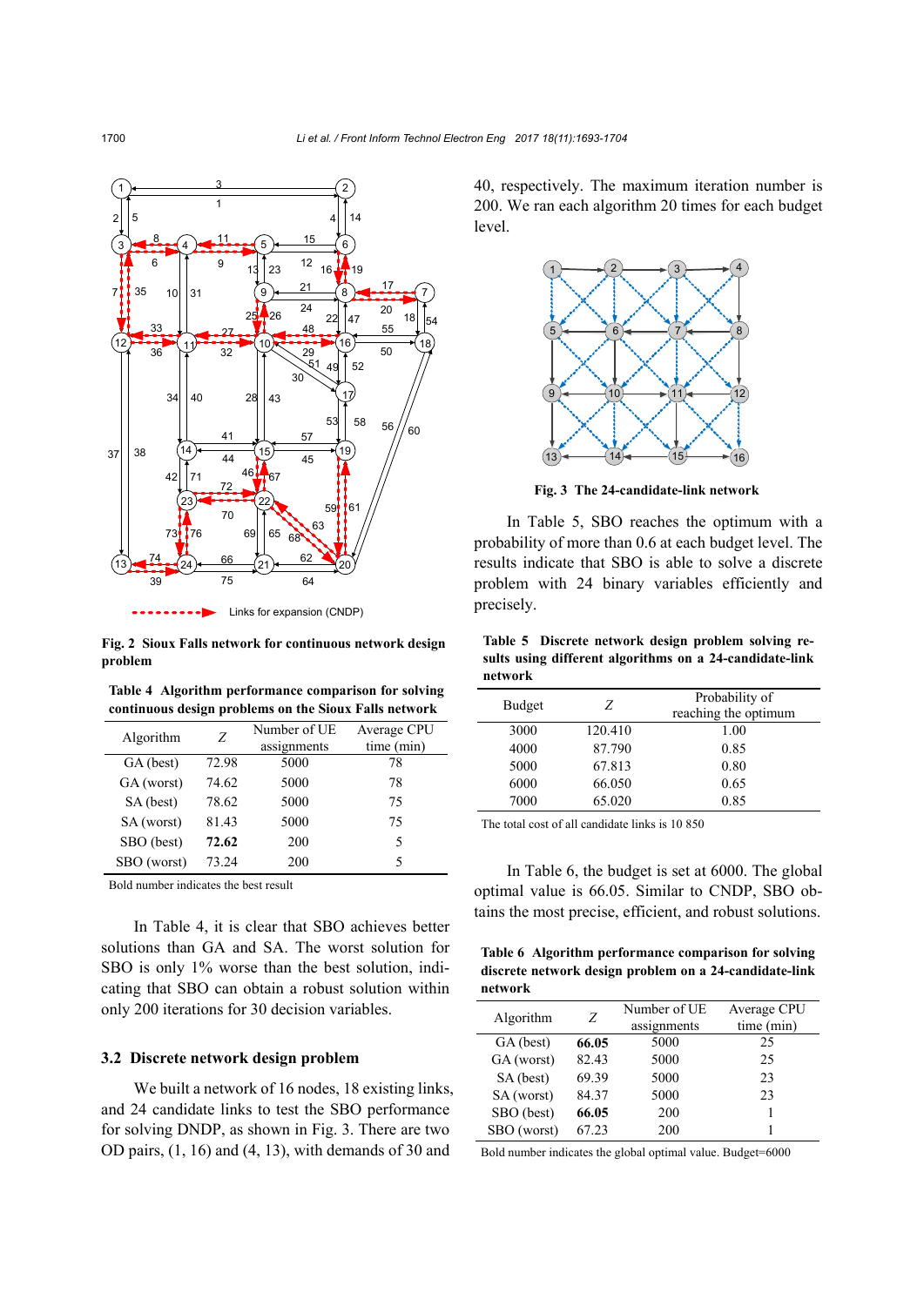**Fig. 2 Sioux Falls network for continuous network design problem**

**Table 4 Algorithm performance comparison for solving continuous design problems on the Sioux Falls network**

| Algorithm | $Z$ | Number of UE assignments | Average CPU time (min) |
|---|---|---|---|
| GA (best) | 72.98 | 5000 | 78 |
| GA (worst) | 74.62 | 5000 | 78 |
| SA (best) | 78.62 | 5000 | 75 |
| SA (worst) | 81.43 | 5000 | 75 |
| SBO (best) | **72.62** | 200 | 5 |
| SBO (worst) | 73.24 | 200 | 5 |

Bold number indicates the best result

In Table 4, it is clear that SBO achieves better solutions than GA and SA. The worst solution for SBO is only 1% worse than the best solution, indicating that SBO can obtain a robust solution within only 200 iterations for 30 decision variables.

### 3.2 Discrete network design problem

We built a network of 16 nodes, 18 existing links, and 24 candidate links to test the SBO performance for solving DNDP, as shown in Fig. 3. There are two OD pairs, (1, 16) and (4, 13), with demands of 30 and 40, respectively. The maximum iteration number is 200. We ran each algorithm 20 times for each budget level.

**Fig. 3 The 24-candidate-link network**

In Table 5, SBO reaches the optimum with a probability of more than 0.6 at each budget level. The results indicate that SBO is able to solve a discrete problem with 24 binary variables efficiently and precisely.

**Table 5 Discrete network design problem solving results using different algorithms on a 24-candidate-link network**

| Budget | $Z$ | Probability of reaching the optimum |
|---|---|---|
| 3000 | 120.410 | 1.00 |
| 4000 | 87.790 | 0.85 |
| 5000 | 67.813 | 0.80 |
| 6000 | 66.050 | 0.65 |
| 7000 | 65.020 | 0.85 |

The total cost of all candidate links is 10 850

In Table 6, the budget is set at 6000. The global optimal value is 66.05. Similar to CNDP, SBO obtains the most precise, efficient, and robust solutions.

**Table 6 Algorithm performance comparison for solving discrete network design problem on a 24-candidate-link network**

| Algorithm | $Z$ | Number of UE assignments | Average CPU time (min) |
|---|---|---|---|
| GA (best) | **66.05** | 5000 | 25 |
| GA (worst) | 82.43 | 5000 | 25 |
| SA (best) | 69.39 | 5000 | 23 |
| SA (worst) | 84.37 | 5000 | 23 |
| SBO (best) | **66.05** | 200 | 1 |
| SBO (worst) | 67.23 | 200 | 1 |

Bold number indicates the global optimal value. Budget=6000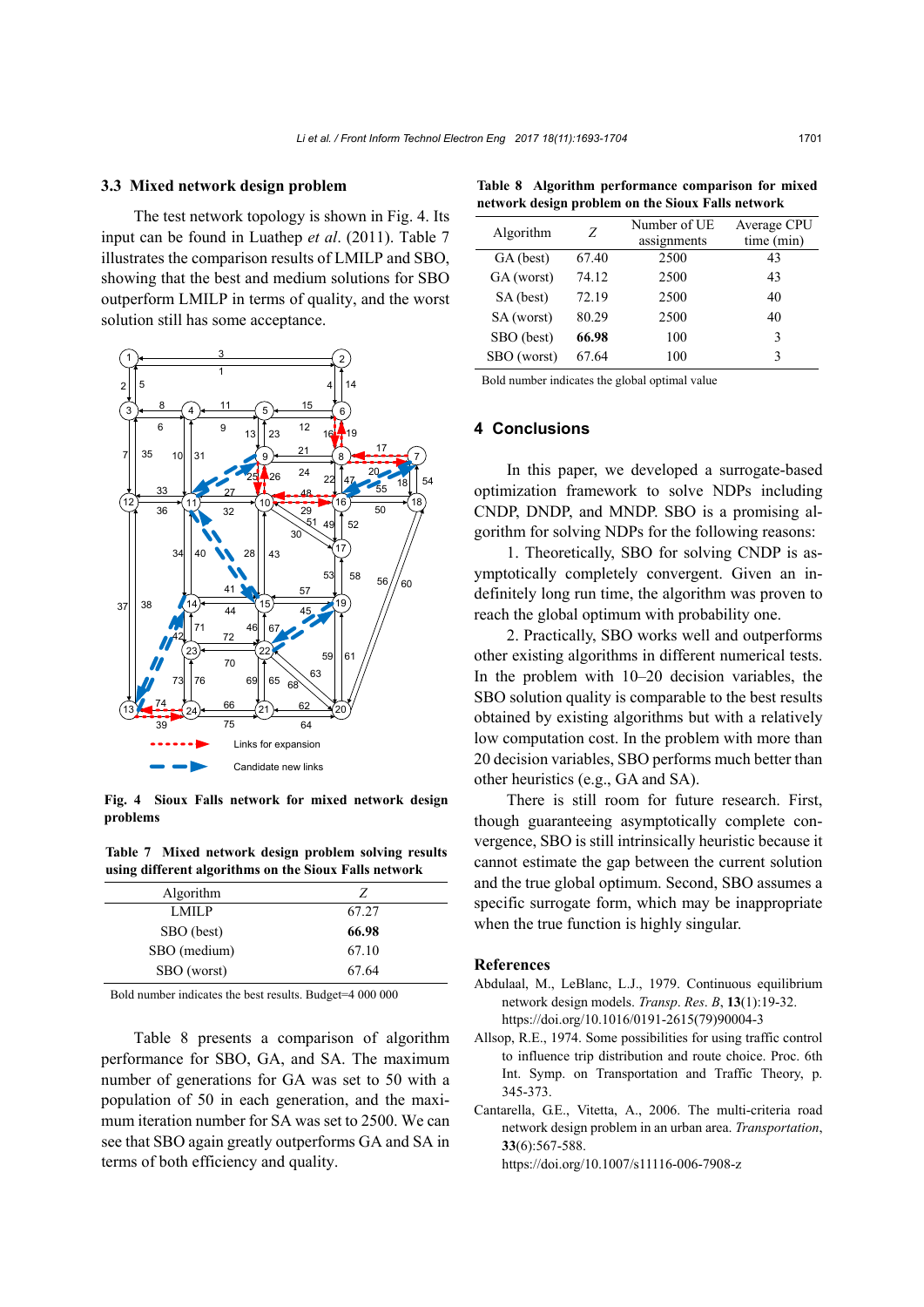### 3.3 Mixed network design problem

The test network topology is shown in Fig. 4. Its input can be found in Luathep *et al*. (2011). Table 7 illustrates the comparison results of LMILP and SBO, showing that the best and medium solutions for SBO outperform LMILP in terms of quality, and the worst solution still has some acceptance.

Fig. 4 Sioux Falls network for mixed network design problems

Table 7 Mixed network design problem solving results using different algorithms on the Sioux Falls network

| Algorithm | Z |
|---|---|
| LMILP | 67.27 |
| SBO (best) | **66.98** |
| SBO (medium) | 67.10 |
| SBO (worst) | 67.64 |

Bold number indicates the best results. Budget=4 000 000

Table 8 presents a comparison of algorithm performance for SBO, GA, and SA. The maximum number of generations for GA was set to 50 with a population of 50 in each generation, and the maximum iteration number for SA was set to 2500. We can see that SBO again greatly outperforms GA and SA in terms of both efficiency and quality.

Table 8 Algorithm performance comparison for mixed network design problem on the Sioux Falls network

| Algorithm | Z | Number of UE assignments | Average CPU time (min) |
|---|---|---|---|
| GA (best) | 67.40 | 2500 | 43 |
| GA (worst) | 74.12 | 2500 | 43 |
| SA (best) | 72.19 | 2500 | 40 |
| SA (worst) | 80.29 | 2500 | 40 |
| SBO (best) | **66.98** | 100 | 3 |
| SBO (worst) | 67.64 | 100 | 3 |

Bold number indicates the global optimal value

## 4 Conclusions

In this paper, we developed a surrogate-based optimization framework to solve NDPs including CNDP, DNDP, and MNDP. SBO is a promising algorithm for solving NDPs for the following reasons:

1. Theoretically, SBO for solving CNDP is asymptotically completely convergent. Given an indefinitely long run time, the algorithm was proven to reach the global optimum with probability one.

2. Practically, SBO works well and outperforms other existing algorithms in different numerical tests. In the problem with 10–20 decision variables, the SBO solution quality is comparable to the best results obtained by existing algorithms but with a relatively low computation cost. In the problem with more than 20 decision variables, SBO performs much better than other heuristics (e.g., GA and SA).

There is still room for future research. First, though guaranteeing asymptotically complete convergence, SBO is still intrinsically heuristic because it cannot estimate the gap between the current solution and the true global optimum. Second, SBO assumes a specific surrogate form, which may be inappropriate when the true function is highly singular.

## References

Abdulaal, M., LeBlanc, L.J., 1979. Continuous equilibrium network design models. *Transp*. *Res*. *B*, **13**(1):19-32. https://doi.org/10.1016/0191-2615(79)90004-3

Allsop, R.E., 1974. Some possibilities for using traffic control to influence trip distribution and route choice. Proc. 6th Int. Symp. on Transportation and Traffic Theory, p. 345-373.

Cantarella, G.E., Vitetta, A., 2006. The multi-criteria road network design problem in an urban area. *Transportation*, **33**(6):567-588. https://doi.org/10.1007/s11116-006-7908-z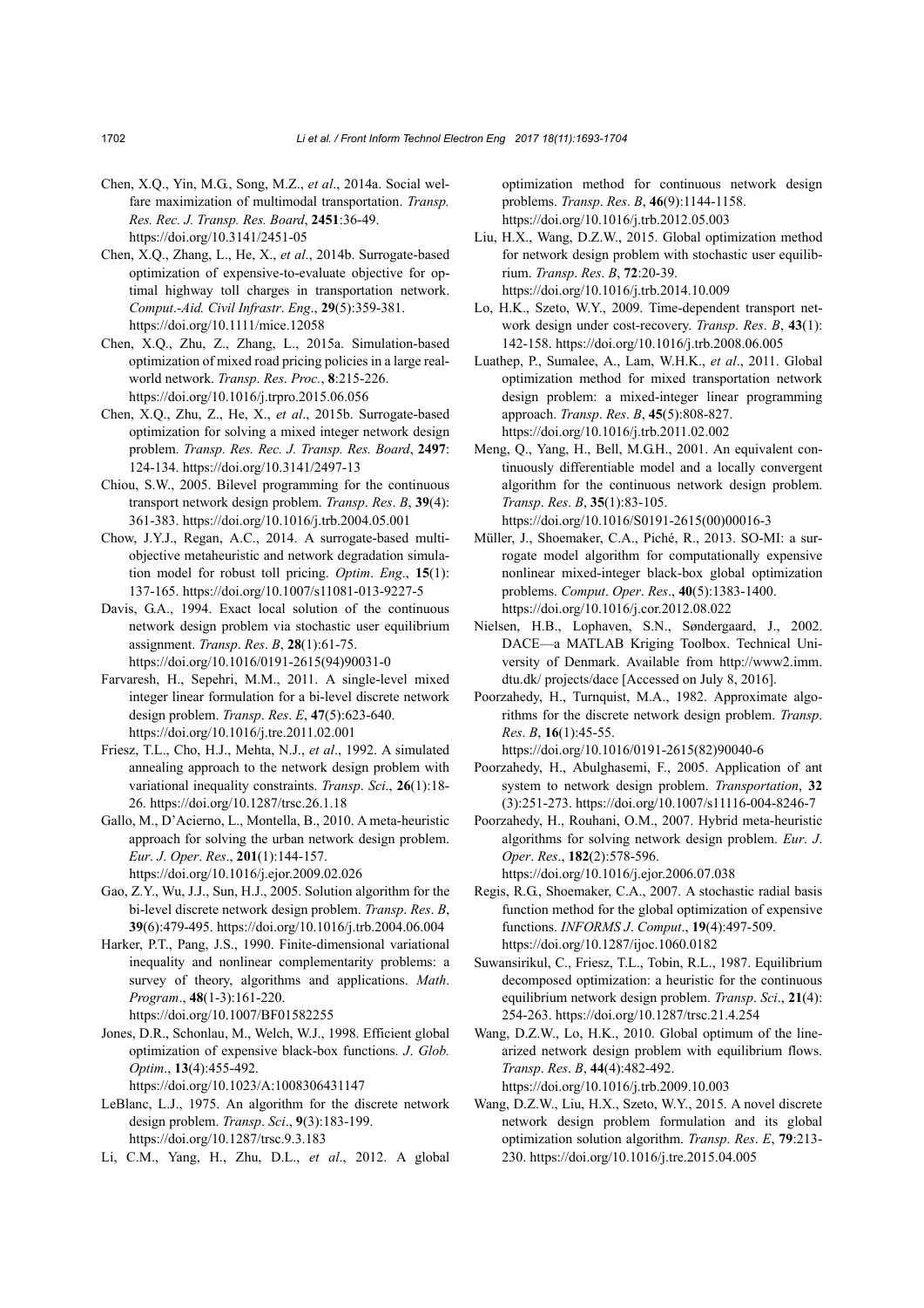Chen, X.Q., Yin, M.G., Song, M.Z., *et al*., 2014a. Social welfare maximization of multimodal transportation. *Transp. Res. Rec. J. Transp. Res. Board*, **2451**:36-49. https://doi.org/10.3141/2451-05

Chen, X.Q., Zhang, L., He, X., *et al*., 2014b. Surrogate-based optimization of expensive-to-evaluate objective for optimal highway toll charges in transportation network. *Comput.-Aid. Civil Infrastr. Eng*., **29**(5):359-381. https://doi.org/10.1111/mice.12058

Chen, X.Q., Zhu, Z., Zhang, L., 2015a. Simulation-based optimization of mixed road pricing policies in a large real-world network. *Transp. Res. Proc.*, **8**:215-226. https://doi.org/10.1016/j.trpro.2015.06.056

Chen, X.Q., Zhu, Z., He, X., *et al*., 2015b. Surrogate-based optimization for solving a mixed integer network design problem. *Transp. Res. Rec. J. Transp. Res. Board*, **2497**: 124-134. https://doi.org/10.3141/2497-13

Chiou, S.W., 2005. Bilevel programming for the continuous transport network design problem. *Transp. Res. B*, **39**(4): 361-383. https://doi.org/10.1016/j.trb.2004.05.001

Chow, J.Y.J., Regan, A.C., 2014. A surrogate-based multiobjective metaheuristic and network degradation simulation model for robust toll pricing. *Optim. Eng*., **15**(1): 137-165. https://doi.org/10.1007/s11081-013-9227-5

Davis, G.A., 1994. Exact local solution of the continuous network design problem via stochastic user equilibrium assignment. *Transp. Res. B*, **28**(1):61-75. https://doi.org/10.1016/0191-2615(94)90031-0

Farvaresh, H., Sepehri, M.M., 2011. A single-level mixed integer linear formulation for a bi-level discrete network design problem. *Transp. Res. E*, **47**(5):623-640. https://doi.org/10.1016/j.tre.2011.02.001

Friesz, T.L., Cho, H.J., Mehta, N.J., *et al*., 1992. A simulated annealing approach to the network design problem with variational inequality constraints. *Transp. Sci*., **26**(1):18-26. https://doi.org/10.1287/trsc.26.1.18

Gallo, M., D'Acierno, L., Montella, B., 2010. A meta-heuristic approach for solving the urban network design problem. *Eur. J. Oper. Res*., **201**(1):144-157. https://doi.org/10.1016/j.ejor.2009.02.026

Gao, Z.Y., Wu, J.J., Sun, H.J., 2005. Solution algorithm for the bi-level discrete network design problem. *Transp. Res. B*, **39**(6):479-495. https://doi.org/10.1016/j.trb.2004.06.004

Harker, P.T., Pang, J.S., 1990. Finite-dimensional variational inequality and nonlinear complementarity problems: a survey of theory, algorithms and applications. *Math. Program*., **48**(1-3):161-220. https://doi.org/10.1007/BF01582255

Jones, D.R., Schonlau, M., Welch, W.J., 1998. Efficient global optimization of expensive black-box functions. *J. Glob. Optim*., **13**(4):455-492. https://doi.org/10.1023/A:1008306431147

LeBlanc, L.J., 1975. An algorithm for the discrete network design problem. *Transp. Sci*., **9**(3):183-199. https://doi.org/10.1287/trsc.9.3.183

Li, C.M., Yang, H., Zhu, D.L., *et al*., 2012. A global optimization method for continuous network design problems. *Transp. Res. B*, **46**(9):1144-1158. https://doi.org/10.1016/j.trb.2012.05.003

Liu, H.X., Wang, D.Z.W., 2015. Global optimization method for network design problem with stochastic user equilibrium. *Transp. Res. B*, **72**:20-39. https://doi.org/10.1016/j.trb.2014.10.009

Lo, H.K., Szeto, W.Y., 2009. Time-dependent transport network design under cost-recovery. *Transp. Res. B*, **43**(1): 142-158. https://doi.org/10.1016/j.trb.2008.06.005

Luathep, P., Sumalee, A., Lam, W.H.K., *et al*., 2011. Global optimization method for mixed transportation network design problem: a mixed-integer linear programming approach. *Transp. Res. B*, **45**(5):808-827. https://doi.org/10.1016/j.trb.2011.02.002

Meng, Q., Yang, H., Bell, M.G.H., 2001. An equivalent continuously differentiable model and a locally convergent algorithm for the continuous network design problem. *Transp. Res. B*, **35**(1):83-105. https://doi.org/10.1016/S0191-2615(00)00016-3

Müller, J., Shoemaker, C.A., Piché, R., 2013. SO-MI: a surrogate model algorithm for computationally expensive nonlinear mixed-integer black-box global optimization problems. *Comput. Oper. Res*., **40**(5):1383-1400. https://doi.org/10.1016/j.cor.2012.08.022

Nielsen, H.B., Lophaven, S.N., Søndergaard, J., 2002. DACE—a MATLAB Kriging Toolbox. Technical University of Denmark. Available from http://www2.imm.dtu.dk/ projects/dace [Accessed on July 8, 2016].

Poorzahedy, H., Turnquist, M.A., 1982. Approximate algorithms for the discrete network design problem. *Transp. Res. B*, **16**(1):45-55. https://doi.org/10.1016/0191-2615(82)90040-6

Poorzahedy, H., Abulghasemi, F., 2005. Application of ant system to network design problem. *Transportation*, **32** (3):251-273. https://doi.org/10.1007/s11116-004-8246-7

Poorzahedy, H., Rouhani, O.M., 2007. Hybrid meta-heuristic algorithms for solving network design problem. *Eur. J. Oper. Res*., **182**(2):578-596. https://doi.org/10.1016/j.ejor.2006.07.038

Regis, R.G., Shoemaker, C.A., 2007. A stochastic radial basis function method for the global optimization of expensive functions. *INFORMS J. Comput*., **19**(4):497-509. https://doi.org/10.1287/ijoc.1060.0182

Suwansirikul, C., Friesz, T.L., Tobin, R.L., 1987. Equilibrium decomposed optimization: a heuristic for the continuous equilibrium network design problem. *Transp. Sci*., **21**(4): 254-263. https://doi.org/10.1287/trsc.21.4.254

Wang, D.Z.W., Lo, H.K., 2010. Global optimum of the linearized network design problem with equilibrium flows. *Transp. Res. B*, **44**(4):482-492. https://doi.org/10.1016/j.trb.2009.10.003

Wang, D.Z.W., Liu, H.X., Szeto, W.Y., 2015. A novel discrete network design problem formulation and its global optimization solution algorithm. *Transp. Res. E*, **79**:213-230. https://doi.org/10.1016/j.tre.2015.04.005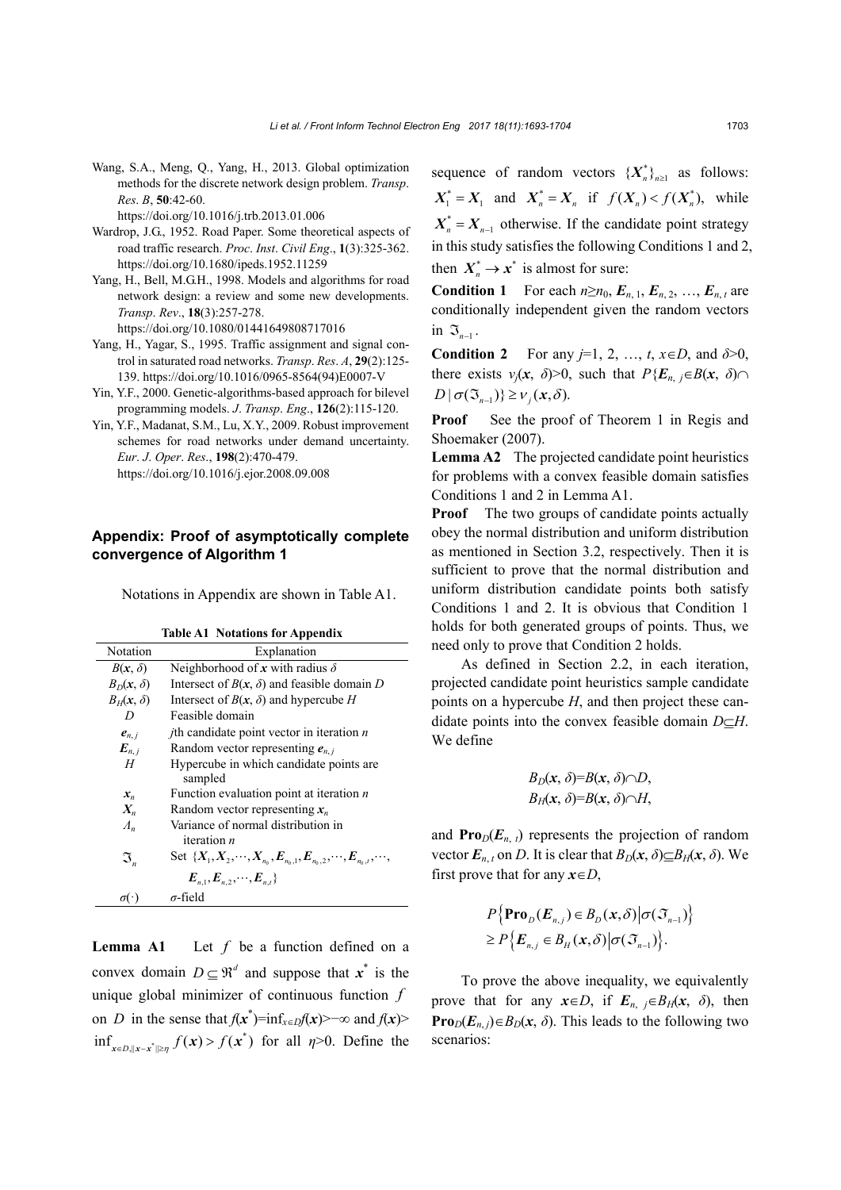Wang, S.A., Meng, Q., Yang, H., 2013. Global optimization methods for the discrete network design problem. *Transp. Res. B*, **50**:42-60. https://doi.org/10.1016/j.trb.2013.01.006

Wardrop, J.G., 1952. Road Paper. Some theoretical aspects of road traffic research. *Proc. Inst. Civil Eng.*, **1**(3):325-362. https://doi.org/10.1680/ipeds.1952.11259

Yang, H., Bell, M.G.H., 1998. Models and algorithms for road network design: a review and some new developments. *Transp. Rev.*, **18**(3):257-278. https://doi.org/10.1080/01441649808717016

Yang, H., Yagar, S., 1995. Traffic assignment and signal control in saturated road networks. *Transp. Res. A*, **29**(2):125-139. https://doi.org/10.1016/0965-8564(94)E0007-V

Yin, Y.F., 2000. Genetic-algorithms-based approach for bilevel programming models. *J. Transp. Eng.*, **126**(2):115-120.

Yin, Y.F., Madanat, S.M., Lu, X.Y., 2009. Robust improvement schemes for road networks under demand uncertainty. *Eur. J. Oper. Res.*, **198**(2):470-479. https://doi.org/10.1016/j.ejor.2008.09.008

## Appendix: Proof of asymptotically complete convergence of Algorithm 1

Notations in Appendix are shown in Table A1.

**Table A1 Notations for Appendix**

| Notation | Explanation |
|---|---|
| $B(\boldsymbol{x}, \delta)$ | Neighborhood of $\boldsymbol{x}$ with radius $\delta$ |
| $B_D(\boldsymbol{x}, \delta)$ | Intersect of $B(\boldsymbol{x}, \delta)$ and feasible domain $D$ |
| $B_H(\boldsymbol{x}, \delta)$ | Intersect of $B(\boldsymbol{x}, \delta)$ and hypercube $H$ |
| $D$ | Feasible domain |
| $\boldsymbol{e}_{n,j}$ | $j$th candidate point vector in iteration $n$ |
| $\boldsymbol{E}_{n,j}$ | Random vector representing $\boldsymbol{e}_{n,j}$ |
| $H$ | Hypercube in which candidate points are sampled |
| $\boldsymbol{x}_n$ | Function evaluation point at iteration $n$ |
| $\boldsymbol{X}_n$ | Random vector representing $\boldsymbol{x}_n$ |
| $\Lambda_n$ | Variance of normal distribution in iteration $n$ |
| $\Im_n$ | Set $\{\boldsymbol{X}_1, \boldsymbol{X}_2, \cdots, \boldsymbol{X}_{n_0}, \boldsymbol{E}_{n_0,1}, \boldsymbol{E}_{n_0,2}, \cdots, \boldsymbol{E}_{n_0,t}, \cdots, \boldsymbol{E}_{n,1}, \boldsymbol{E}_{n,2}, \cdots, \boldsymbol{E}_{n,t}\}$ |
| $\sigma(\cdot)$ | $\sigma$-field |

**Lemma A1** Let $f$ be a function defined on a convex domain $D \subseteq \Re^d$ and suppose that $\boldsymbol{x}^*$ is the unique global minimizer of continuous function $f$ on $D$ in the sense that $f(\boldsymbol{x}^*)=\inf_{x\in D}f(\boldsymbol{x})>-\infty$ and $f(\boldsymbol{x})>$ $\inf_{\boldsymbol{x}\in D, \|\boldsymbol{x}-\boldsymbol{x}^*\|\geq\eta} f(\boldsymbol{x}) > f(\boldsymbol{x}^*)$ for all $\eta>0$. Define the sequence of random vectors $\{\boldsymbol{X}_n^*\}_{n\geq1}$ as follows: $\boldsymbol{X}_1^* = \boldsymbol{X}_1$ and $\boldsymbol{X}_n^* = \boldsymbol{X}_n$ if $f(\boldsymbol{X}_n) < f(\boldsymbol{X}_n^*)$, while $\boldsymbol{X}_n^* = \boldsymbol{X}_{n-1}$ otherwise. If the candidate point strategy in this study satisfies the following Conditions 1 and 2, then $\boldsymbol{X}_n^* \to \boldsymbol{x}^*$ is almost for sure:

**Condition 1** For each $n\geq n_0$, $\boldsymbol{E}_{n,1}$, $\boldsymbol{E}_{n,2}$, …, $\boldsymbol{E}_{n,t}$ are conditionally independent given the random vectors in $\Im_{n-1}$.

**Condition 2** For any $j$=1, 2, …, $t$, $\boldsymbol{x}\in D$, and $\delta>0$, there exists $\nu_j(\boldsymbol{x}, \delta)>0$, such that $P\{\boldsymbol{E}_{n,j}\in B(\boldsymbol{x}, \delta)\cap D \mid \sigma(\Im_{n-1})\} \geq \nu_j(\boldsymbol{x}, \delta)$.

**Proof** See the proof of Theorem 1 in Regis and Shoemaker (2007).

**Lemma A2** The projected candidate point heuristics for problems with a convex feasible domain satisfies Conditions 1 and 2 in Lemma A1.

**Proof** The two groups of candidate points actually obey the normal distribution and uniform distribution as mentioned in Section 3.2, respectively. Then it is sufficient to prove that the normal distribution and uniform distribution candidate points both satisfy Conditions 1 and 2. It is obvious that Condition 1 holds for both generated groups of points. Thus, we need only to prove that Condition 2 holds.

As defined in Section 2.2, in each iteration, projected candidate point heuristics sample candidate points on a hypercube $H$, and then project these candidate points into the convex feasible domain $D\subseteq H$. We define

$$B_D(\boldsymbol{x}, \delta)=B(\boldsymbol{x}, \delta)\cap D,$$
$$B_H(\boldsymbol{x}, \delta)=B(\boldsymbol{x}, \delta)\cap H,$$

and $\mathbf{Pro}_D(\boldsymbol{E}_{n,t})$ represents the projection of random vector $\boldsymbol{E}_{n,t}$ on $D$. It is clear that $B_D(\boldsymbol{x}, \delta)\subseteq B_H(\boldsymbol{x}, \delta)$. We first prove that for any $\boldsymbol{x}\in D$,

$$P\left\{\mathbf{Pro}_D(\boldsymbol{E}_{n,j}) \in B_D(\boldsymbol{x},\delta) \middle| \sigma(\Im_{n-1})\right\} \geq P\left\{\boldsymbol{E}_{n,j} \in B_H(\boldsymbol{x},\delta) \middle| \sigma(\Im_{n-1})\right\}.$$

To prove the above inequality, we equivalently prove that for any $\boldsymbol{x}\in D$, if $\boldsymbol{E}_{n,j}\in B_H(\boldsymbol{x}, \delta)$, then $\mathbf{Pro}_D(\boldsymbol{E}_{n,j})\in B_D(\boldsymbol{x}, \delta)$. This leads to the following two scenarios: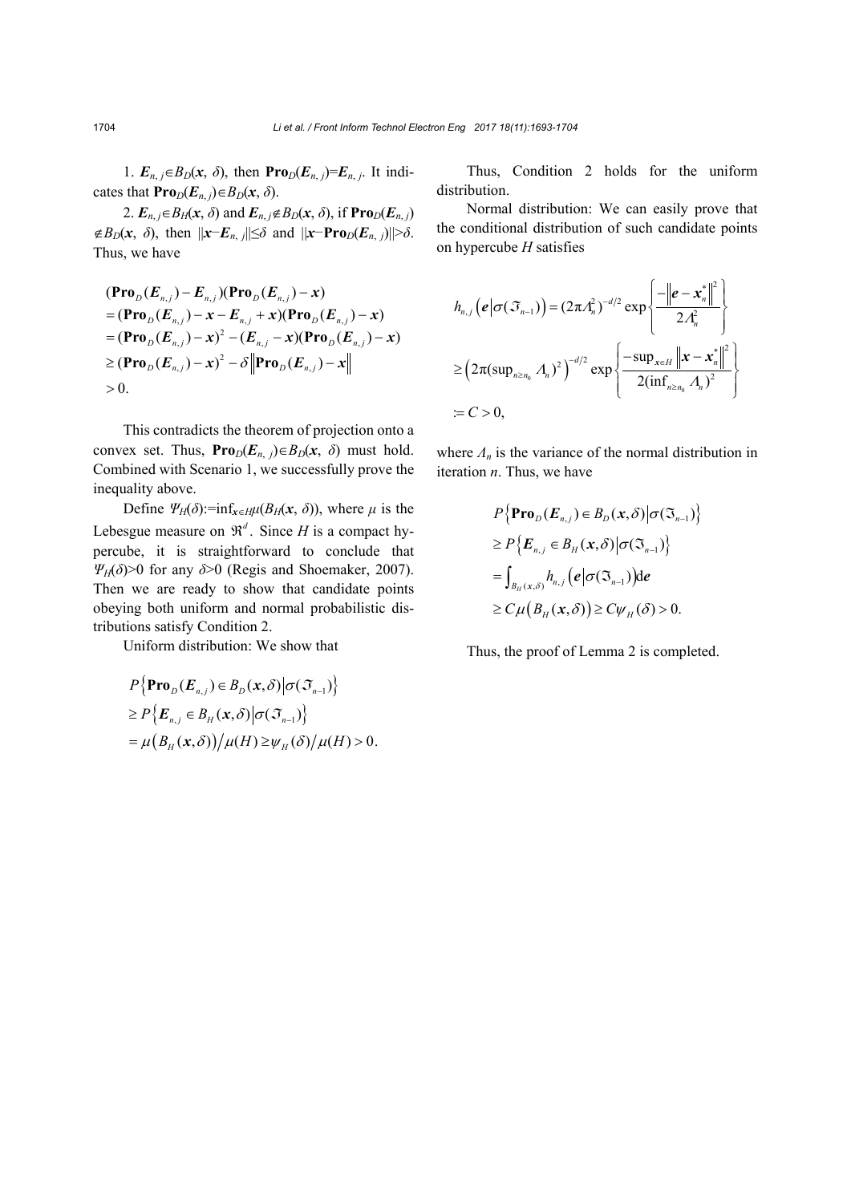1. $\boldsymbol{E}_{n,j} \in B_D(\boldsymbol{x}, \delta)$, then $\mathbf{Pro}_D(\boldsymbol{E}_{n,j})=\boldsymbol{E}_{n,j}$. It indicates that $\mathbf{Pro}_D(\boldsymbol{E}_{n,j}) \in B_D(\boldsymbol{x}, \delta)$.

2. $\boldsymbol{E}_{n,j} \in B_H(\boldsymbol{x}, \delta)$ and $\boldsymbol{E}_{n,j} \notin B_D(\boldsymbol{x}, \delta)$, if $\mathbf{Pro}_D(\boldsymbol{E}_{n,j}) \notin B_D(\boldsymbol{x}, \delta)$, then $\|\boldsymbol{x}-\boldsymbol{E}_{n,j}\| \leq \delta$ and $\|\boldsymbol{x}-\mathbf{Pro}_D(\boldsymbol{E}_{n,j})\| > \delta$. Thus, we have

$$
\begin{aligned}
&(\mathbf{Pro}_D(\boldsymbol{E}_{n,j}) - \boldsymbol{E}_{n,j})(\mathbf{Pro}_D(\boldsymbol{E}_{n,j}) - \boldsymbol{x}) \\
&= (\mathbf{Pro}_D(\boldsymbol{E}_{n,j}) - \boldsymbol{x} - \boldsymbol{E}_{n,j} + \boldsymbol{x})(\mathbf{Pro}_D(\boldsymbol{E}_{n,j}) - \boldsymbol{x}) \\
&= (\mathbf{Pro}_D(\boldsymbol{E}_{n,j}) - \boldsymbol{x})^2 - (\boldsymbol{E}_{n,j} - \boldsymbol{x})(\mathbf{Pro}_D(\boldsymbol{E}_{n,j}) - \boldsymbol{x}) \\
&\geq (\mathbf{Pro}_D(\boldsymbol{E}_{n,j}) - \boldsymbol{x})^2 - \delta \left\| \mathbf{Pro}_D(\boldsymbol{E}_{n,j}) - \boldsymbol{x} \right\| \\
&> 0.
\end{aligned}
$$

This contradicts the theorem of projection onto a convex set. Thus, $\mathbf{Pro}_D(\boldsymbol{E}_{n,j}) \in B_D(\boldsymbol{x}, \delta)$ must hold. Combined with Scenario 1, we successfully prove the inequality above.

Define $\Psi_H(\delta):=\inf_{\boldsymbol{x}\in H}\mu(B_H(\boldsymbol{x}, \delta))$, where $\mu$ is the Lebesgue measure on $\Re^d$. Since $H$ is a compact hypercube, it is straightforward to conclude that $\Psi_H(\delta)>0$ for any $\delta>0$ (Regis and Shoemaker, 2007). Then we are ready to show that candidate points obeying both uniform and normal probabilistic distributions satisfy Condition 2.

Uniform distribution: We show that

$$
\begin{aligned}
&P\left\{\mathbf{Pro}_D(\boldsymbol{E}_{n,j}) \in B_D(\boldsymbol{x}, \delta) \middle| \sigma(\Im_{n-1})\right\} \\
&\geq P\left\{\boldsymbol{E}_{n,j} \in B_H(\boldsymbol{x}, \delta) \middle| \sigma(\Im_{n-1})\right\} \\
&= \mu\left(B_H(\boldsymbol{x}, \delta)\right) / \mu(H) \geq \psi_H(\delta) / \mu(H) > 0.
\end{aligned}
$$

Thus, Condition 2 holds for the uniform distribution.

Normal distribution: We can easily prove that the conditional distribution of such candidate points on hypercube $H$ satisfies

$$
\begin{aligned}
&h_{n,j}\left(\boldsymbol{e} \middle| \sigma(\Im_{n-1})\right) = (2\pi \Lambda_n^2)^{-d/2} \exp\left\{ \frac{-\left\|\boldsymbol{e} - \boldsymbol{x}_n^*\right\|^2}{2\Lambda_n^2} \right\} \\
&\geq \left(2\pi (\sup_{n\geq n_0} \Lambda_n)^2\right)^{-d/2} \exp\left\{ \frac{-\sup_{\boldsymbol{x}\in H} \left\|\boldsymbol{x} - \boldsymbol{x}_n^*\right\|^2}{2(\inf_{n\geq n_0} \Lambda_n)^2} \right\} \\
&:= C > 0,
\end{aligned}
$$

where $\Lambda_n$ is the variance of the normal distribution in iteration $n$. Thus, we have

$$
\begin{aligned}
&P\left\{\mathbf{Pro}_D(\boldsymbol{E}_{n,j}) \in B_D(\boldsymbol{x}, \delta) \middle| \sigma(\Im_{n-1})\right\} \\
&\geq P\left\{\boldsymbol{E}_{n,j} \in B_H(\boldsymbol{x}, \delta) \middle| \sigma(\Im_{n-1})\right\} \\
&= \int_{B_H(\boldsymbol{x}, \delta)} h_{n,j}\left(\boldsymbol{e} \middle| \sigma(\Im_{n-1})\right) \mathrm{d}\boldsymbol{e} \\
&\geq C\mu\left(B_H(\boldsymbol{x}, \delta)\right) \geq C\psi_H(\delta) > 0.
\end{aligned}
$$

Thus, the proof of Lemma 2 is completed.